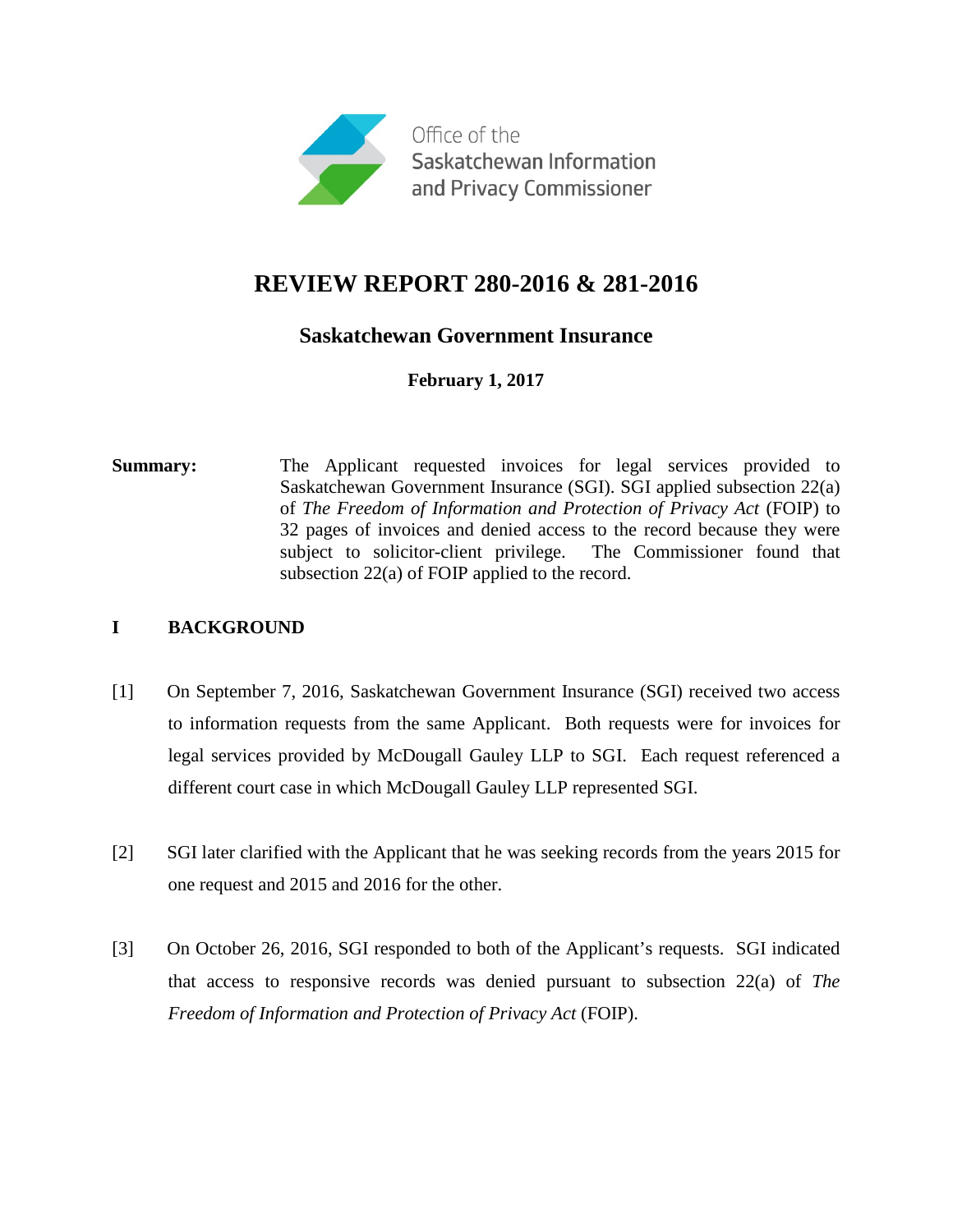Office of the
Saskatchewan Information
and Privacy Commissioner

# REVIEW REPORT 280-2016 & 281-2016

## Saskatchewan Government Insurance

**February 1, 2017**

**Summary:** The Applicant requested invoices for legal services provided to Saskatchewan Government Insurance (SGI). SGI applied subsection 22(a) of *The Freedom of Information and Protection of Privacy Act* (FOIP) to 32 pages of invoices and denied access to the record because they were subject to solicitor-client privilege. The Commissioner found that subsection 22(a) of FOIP applied to the record.

## I BACKGROUND

[1] On September 7, 2016, Saskatchewan Government Insurance (SGI) received two access to information requests from the same Applicant. Both requests were for invoices for legal services provided by McDougall Gauley LLP to SGI. Each request referenced a different court case in which McDougall Gauley LLP represented SGI.

[2] SGI later clarified with the Applicant that he was seeking records from the years 2015 for one request and 2015 and 2016 for the other.

[3] On October 26, 2016, SGI responded to both of the Applicant's requests. SGI indicated that access to responsive records was denied pursuant to subsection 22(a) of *The Freedom of Information and Protection of Privacy Act* (FOIP).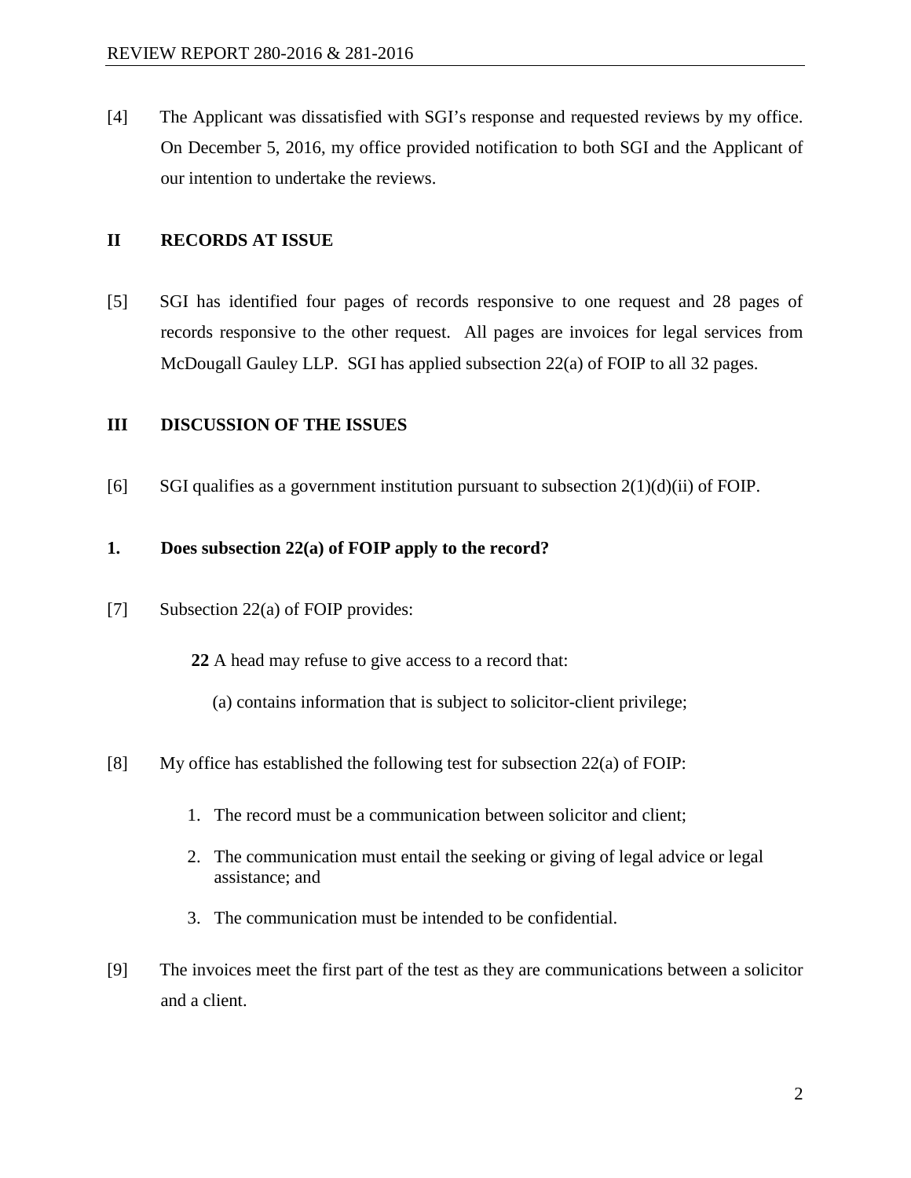[4] The Applicant was dissatisfied with SGI's response and requested reviews by my office. On December 5, 2016, my office provided notification to both SGI and the Applicant of our intention to undertake the reviews.

## II RECORDS AT ISSUE

[5] SGI has identified four pages of records responsive to one request and 28 pages of records responsive to the other request. All pages are invoices for legal services from McDougall Gauley LLP. SGI has applied subsection 22(a) of FOIP to all 32 pages.

## III DISCUSSION OF THE ISSUES

[6] SGI qualifies as a government institution pursuant to subsection 2(1)(d)(ii) of FOIP.

### 1. Does subsection 22(a) of FOIP apply to the record?

[7] Subsection 22(a) of FOIP provides:

> **22** A head may refuse to give access to a record that:
>
> (a) contains information that is subject to solicitor-client privilege;

[8] My office has established the following test for subsection 22(a) of FOIP:

1. The record must be a communication between solicitor and client;
2. The communication must entail the seeking or giving of legal advice or legal assistance; and
3. The communication must be intended to be confidential.

[9] The invoices meet the first part of the test as they are communications between a solicitor and a client.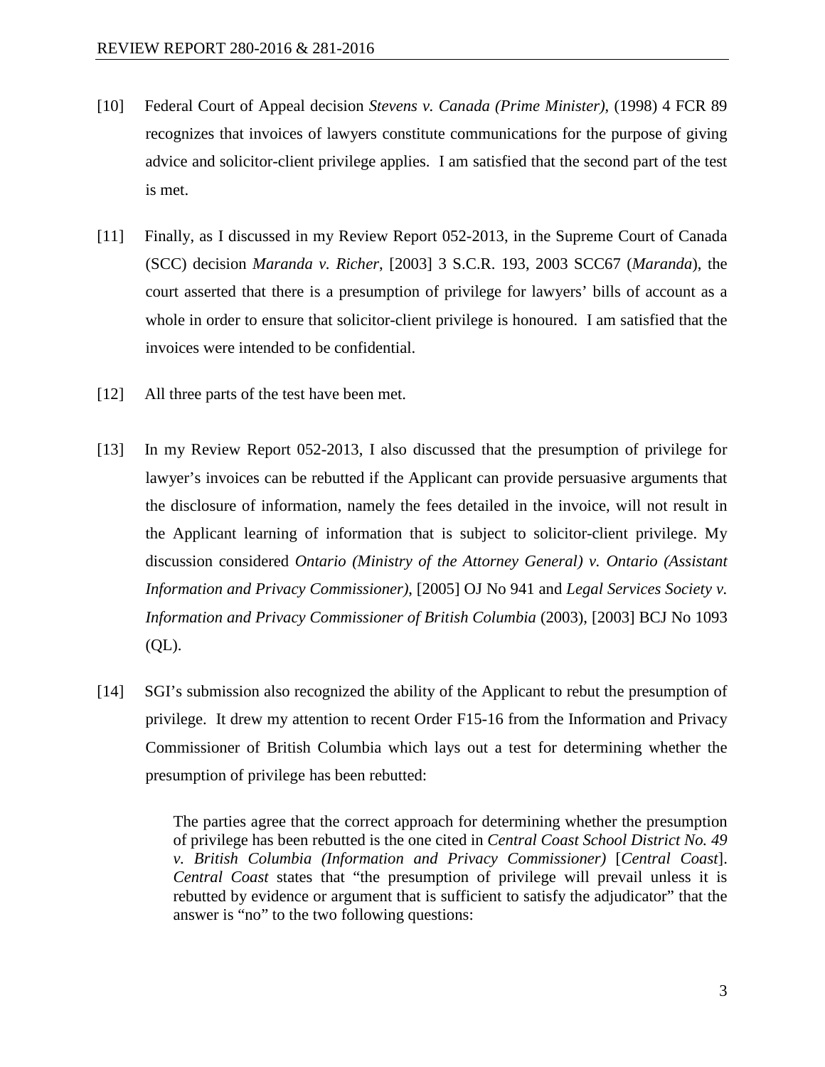[10] Federal Court of Appeal decision *Stevens v. Canada (Prime Minister)*, (1998) 4 FCR 89 recognizes that invoices of lawyers constitute communications for the purpose of giving advice and solicitor-client privilege applies. I am satisfied that the second part of the test is met.

[11] Finally, as I discussed in my Review Report 052-2013, in the Supreme Court of Canada (SCC) decision *Maranda v. Richer*, [2003] 3 S.C.R. 193, 2003 SCC67 (*Maranda*), the court asserted that there is a presumption of privilege for lawyers' bills of account as a whole in order to ensure that solicitor-client privilege is honoured. I am satisfied that the invoices were intended to be confidential.

[12] All three parts of the test have been met.

[13] In my Review Report 052-2013, I also discussed that the presumption of privilege for lawyer's invoices can be rebutted if the Applicant can provide persuasive arguments that the disclosure of information, namely the fees detailed in the invoice, will not result in the Applicant learning of information that is subject to solicitor-client privilege. My discussion considered *Ontario (Ministry of the Attorney General) v. Ontario (Assistant Information and Privacy Commissioner)*, [2005] OJ No 941 and *Legal Services Society v. Information and Privacy Commissioner of British Columbia* (2003), [2003] BCJ No 1093 (QL).

[14] SGI's submission also recognized the ability of the Applicant to rebut the presumption of privilege. It drew my attention to recent Order F15-16 from the Information and Privacy Commissioner of British Columbia which lays out a test for determining whether the presumption of privilege has been rebutted:

> The parties agree that the correct approach for determining whether the presumption of privilege has been rebutted is the one cited in *Central Coast School District No. 49 v. British Columbia (Information and Privacy Commissioner)* [*Central Coast*]. *Central Coast* states that "the presumption of privilege will prevail unless it is rebutted by evidence or argument that is sufficient to satisfy the adjudicator" that the answer is "no" to the two following questions: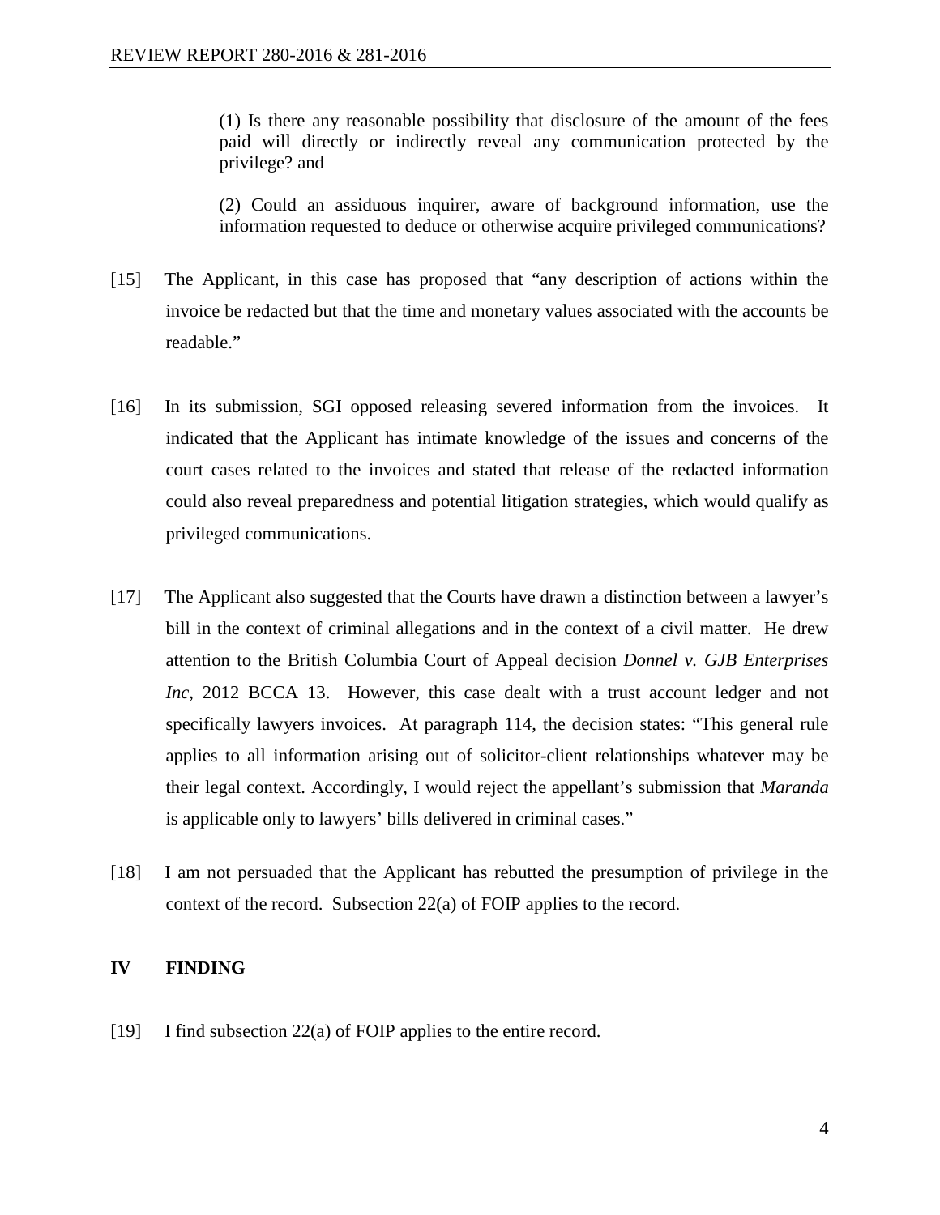> (1) Is there any reasonable possibility that disclosure of the amount of the fees paid will directly or indirectly reveal any communication protected by the privilege? and
>
> (2) Could an assiduous inquirer, aware of background information, use the information requested to deduce or otherwise acquire privileged communications?

[15] The Applicant, in this case has proposed that "any description of actions within the invoice be redacted but that the time and monetary values associated with the accounts be readable."

[16] In its submission, SGI opposed releasing severed information from the invoices. It indicated that the Applicant has intimate knowledge of the issues and concerns of the court cases related to the invoices and stated that release of the redacted information could also reveal preparedness and potential litigation strategies, which would qualify as privileged communications.

[17] The Applicant also suggested that the Courts have drawn a distinction between a lawyer's bill in the context of criminal allegations and in the context of a civil matter. He drew attention to the British Columbia Court of Appeal decision *Donnel v. GJB Enterprises Inc*, 2012 BCCA 13. However, this case dealt with a trust account ledger and not specifically lawyers invoices. At paragraph 114, the decision states: "This general rule applies to all information arising out of solicitor-client relationships whatever may be their legal context. Accordingly, I would reject the appellant's submission that *Maranda* is applicable only to lawyers' bills delivered in criminal cases."

[18] I am not persuaded that the Applicant has rebutted the presumption of privilege in the context of the record. Subsection 22(a) of FOIP applies to the record.

## IV FINDING

[19] I find subsection 22(a) of FOIP applies to the entire record.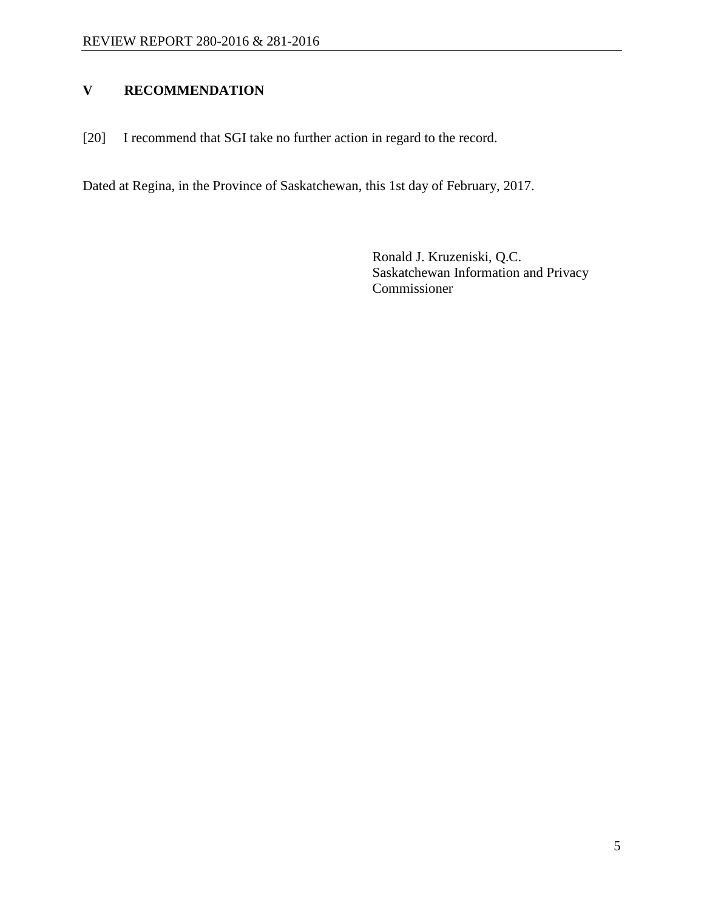## V RECOMMENDATION

[20] I recommend that SGI take no further action in regard to the record.

Dated at Regina, in the Province of Saskatchewan, this 1st day of February, 2017.

Ronald J. Kruzeniski, Q.C.
Saskatchewan Information and Privacy Commissioner